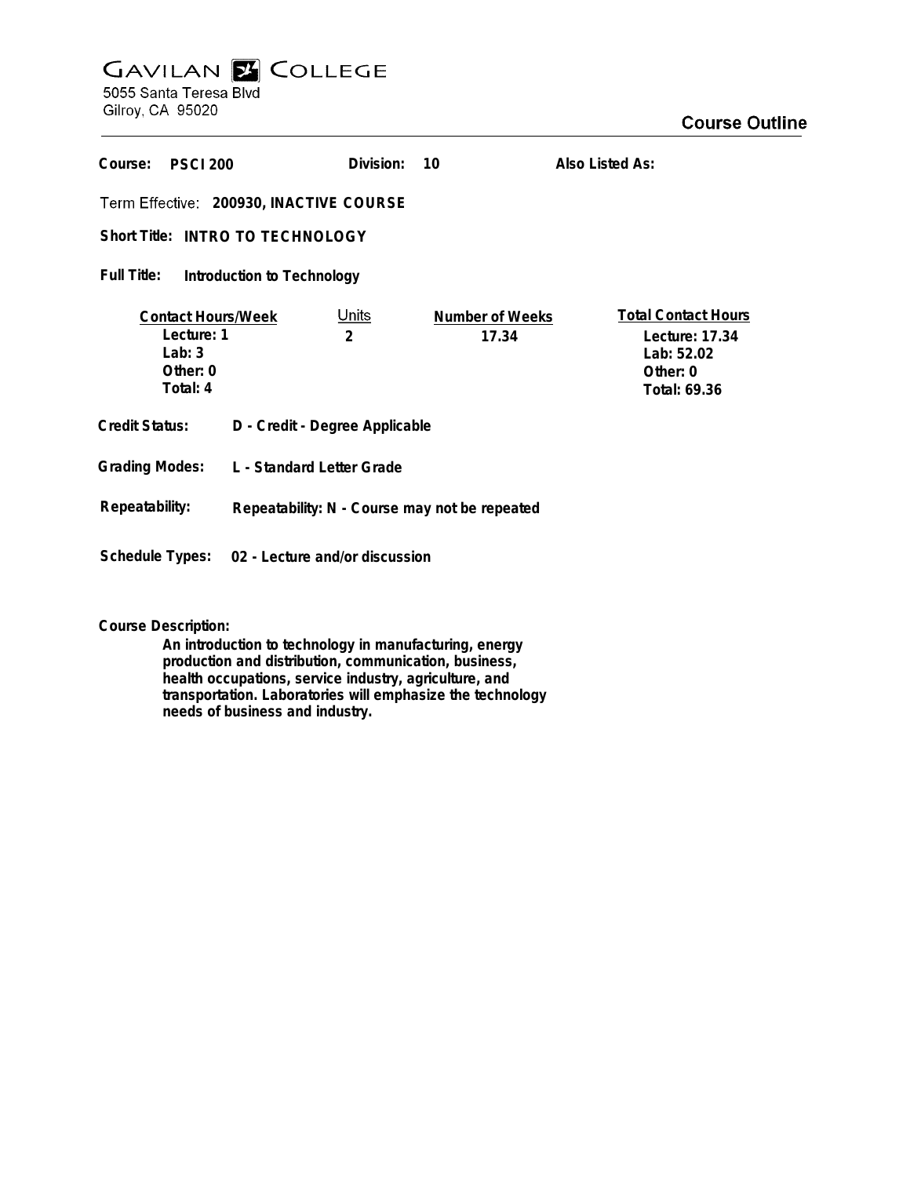# GAVILAN COLLEGE

5055 Santa Teresa Blvd
Gilroy, CA 95020

## Course Outline

**Course:** PSCI 200 **Division:** 10 **Also Listed As:**

**Term Effective:** 200930, INACTIVE COURSE

**Short Title:** INTRO TO TECHNOLOGY

**Full Title:** Introduction to Technology

| Contact Hours/Week | Units | Number of Weeks | Total Contact Hours |
|---|---|---|---|
| Lecture: 1 | 2 | 17.34 | Lecture: 17.34 |
| Lab: 3 | | | Lab: 52.02 |
| Other: 0 | | | Other: 0 |
| Total: 4 | | | Total: 69.36 |

**Credit Status:** D - Credit - Degree Applicable

**Grading Modes:** L - Standard Letter Grade

**Repeatability:** Repeatability: N - Course may not be repeated

**Schedule Types:** 02 - Lecture and/or discussion

**Course Description:**

An introduction to technology in manufacturing, energy production and distribution, communication, business, health occupations, service industry, agriculture, and transportation. Laboratories will emphasize the technology needs of business and industry.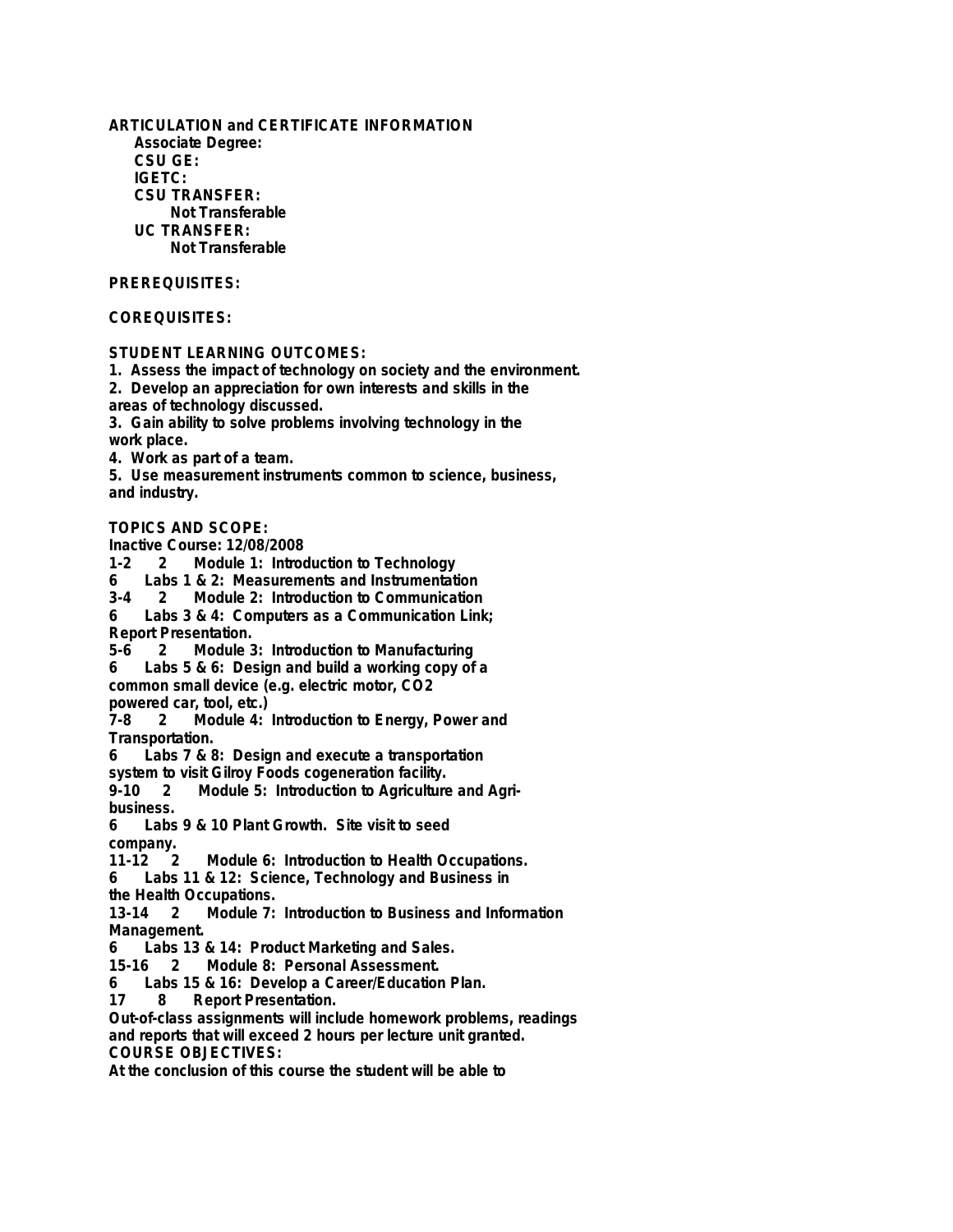**ARTICULATION and CERTIFICATE INFORMATION**

**Associate Degree:**

**CSU GE:**

**IGETC:**

**CSU TRANSFER:**

Not Transferable

**UC TRANSFER:**

Not Transferable

**PREREQUISITES:**

**COREQUISITES:**

**STUDENT LEARNING OUTCOMES:**

1. Assess the impact of technology on society and the environment.
2. Develop an appreciation for own interests and skills in the areas of technology discussed.
3. Gain ability to solve problems involving technology in the work place.
4. Work as part of a team.
5. Use measurement instruments common to science, business, and industry.

**TOPICS AND SCOPE:**

Inactive Course: 12/08/2008

1-2 2 Module 1: Introduction to Technology
6 Labs 1 & 2: Measurements and Instrumentation
3-4 2 Module 2: Introduction to Communication
6 Labs 3 & 4: Computers as a Communication Link; Report Presentation.
5-6 2 Module 3: Introduction to Manufacturing
6 Labs 5 & 6: Design and build a working copy of a common small device (e.g. electric motor, CO2 powered car, tool, etc.)
7-8 2 Module 4: Introduction to Energy, Power and Transportation.
6 Labs 7 & 8: Design and execute a transportation system to visit Gilroy Foods cogeneration facility.
9-10 2 Module 5: Introduction to Agriculture and Agri-business.
6 Labs 9 & 10 Plant Growth. Site visit to seed company.
11-12 2 Module 6: Introduction to Health Occupations.
6 Labs 11 & 12: Science, Technology and Business in the Health Occupations.
13-14 2 Module 7: Introduction to Business and Information Management.
6 Labs 13 & 14: Product Marketing and Sales.
15-16 2 Module 8: Personal Assessment.
6 Labs 15 & 16: Develop a Career/Education Plan.
17 8 Report Presentation.

Out-of-class assignments will include homework problems, readings and reports that will exceed 2 hours per lecture unit granted.

**COURSE OBJECTIVES:**

At the conclusion of this course the student will be able to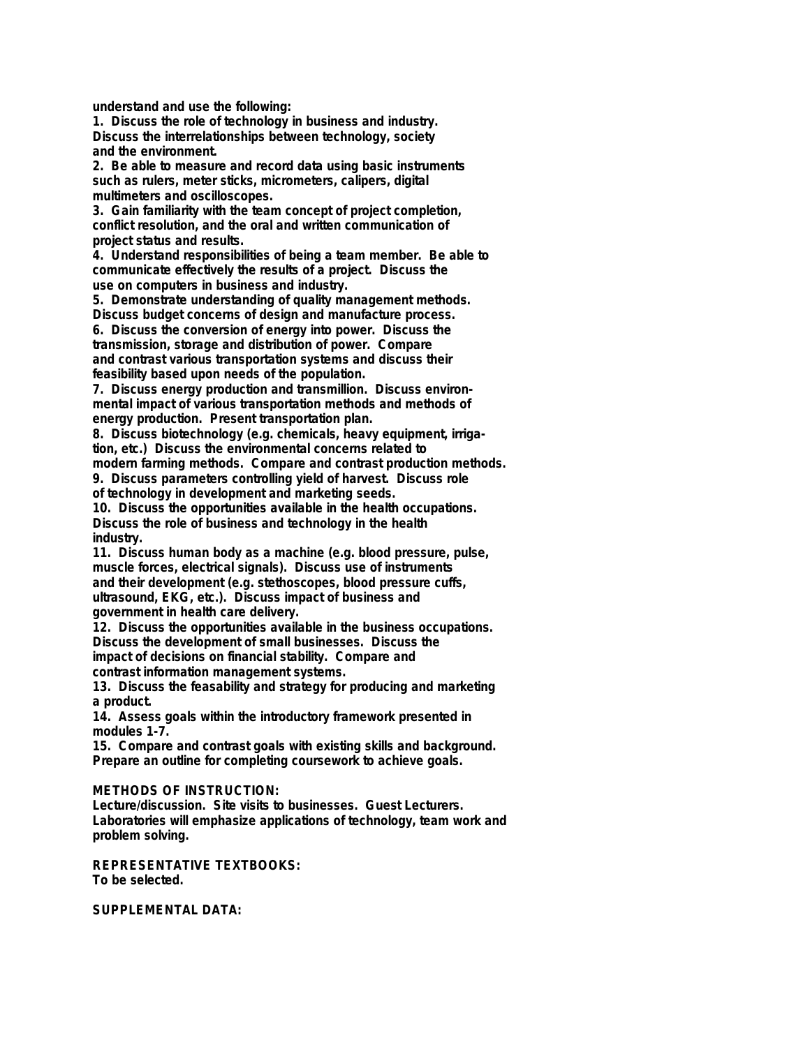understand and use the following:

1. Discuss the role of technology in business and industry. Discuss the interrelationships between technology, society and the environment.
2. Be able to measure and record data using basic instruments such as rulers, meter sticks, micrometers, calipers, digital multimeters and oscilloscopes.
3. Gain familiarity with the team concept of project completion, conflict resolution, and the oral and written communication of project status and results.
4. Understand responsibilities of being a team member. Be able to communicate effectively the results of a project. Discuss the use on computers in business and industry.
5. Demonstrate understanding of quality management methods. Discuss budget concerns of design and manufacture process.
6. Discuss the conversion of energy into power. Discuss the transmission, storage and distribution of power. Compare and contrast various transportation systems and discuss their feasibility based upon needs of the population.
7. Discuss energy production and transmillion. Discuss environmental impact of various transportation methods and methods of energy production. Present transportation plan.
8. Discuss biotechnology (e.g. chemicals, heavy equipment, irrigation, etc.) Discuss the environmental concerns related to modern farming methods. Compare and contrast production methods.
9. Discuss parameters controlling yield of harvest. Discuss role of technology in development and marketing seeds.
10. Discuss the opportunities available in the health occupations. Discuss the role of business and technology in the health industry.
11. Discuss human body as a machine (e.g. blood pressure, pulse, muscle forces, electrical signals). Discuss use of instruments and their development (e.g. stethoscopes, blood pressure cuffs, ultrasound, EKG, etc.). Discuss impact of business and government in health care delivery.
12. Discuss the opportunities available in the business occupations. Discuss the development of small businesses. Discuss the impact of decisions on financial stability. Compare and contrast information management systems.
13. Discuss the feasability and strategy for producing and marketing a product.
14. Assess goals within the introductory framework presented in modules 1-7.
15. Compare and contrast goals with existing skills and background. Prepare an outline for completing coursework to achieve goals.

**METHODS OF INSTRUCTION:**

Lecture/discussion. Site visits to businesses. Guest Lecturers. Laboratories will emphasize applications of technology, team work and problem solving.

**REPRESENTATIVE TEXTBOOKS:**

To be selected.

**SUPPLEMENTAL DATA:**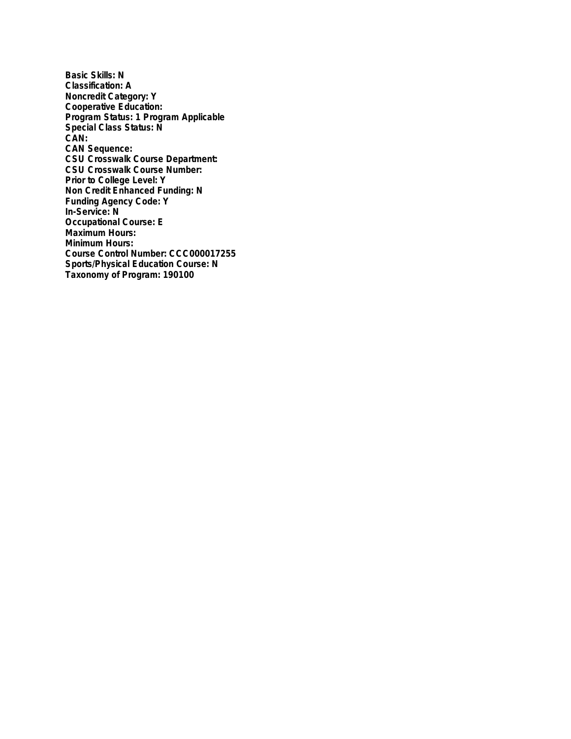**Basic Skills: N**
**Classification: A**
**Noncredit Category: Y**
**Cooperative Education:**
**Program Status: 1 Program Applicable**
**Special Class Status: N**
**CAN:**
**CAN Sequence:**
**CSU Crosswalk Course Department:**
**CSU Crosswalk Course Number:**
**Prior to College Level: Y**
**Non Credit Enhanced Funding: N**
**Funding Agency Code: Y**
**In-Service: N**
**Occupational Course: E**
**Maximum Hours:**
**Minimum Hours:**
**Course Control Number: CCC000017255**
**Sports/Physical Education Course: N**
**Taxonomy of Program: 190100**